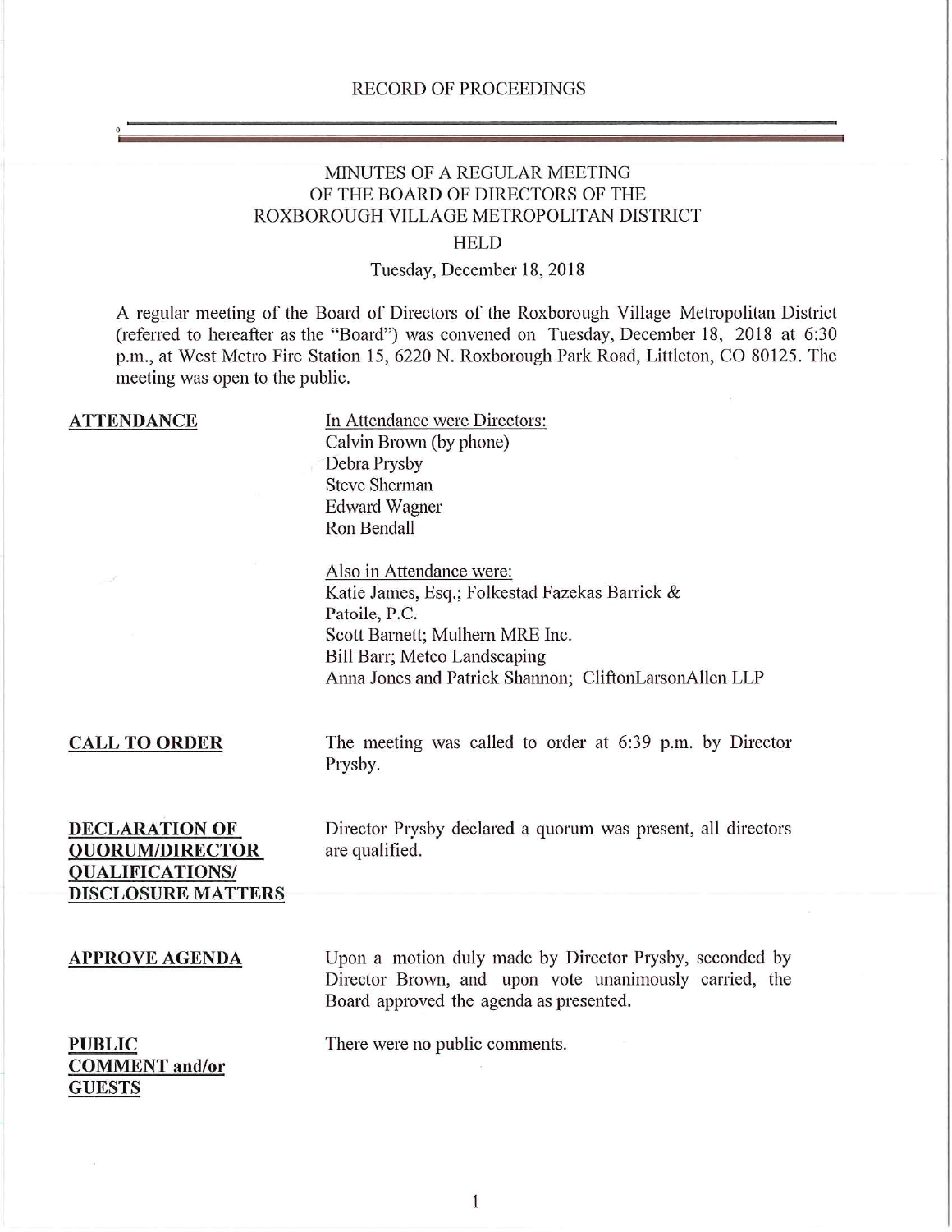RECORD OF PROCEEDINGS

# MINUTES OF A REGULAR MEETING OF THE BOARD OF DIRECTORS OF THE ROXBOROUGH VILLAGE METROPOLITAN DISTRICT

HELD

Tuesday, December 18, 2018

A regular meeting of the Board of Directors of the Roxborough Village Metropolitan District (referred to hereafter as the "Board") was convened on Tuesday, December 18, 2018 at 6:30 p.m., at West Metro Fire Station 15, 6220 N. Roxborough Park Road, Littleton, CO 80125. The meeting was open to the public.

**ATTENDANCE**

In Attendance were Directors:
Calvin Brown (by phone)
Debra Prysby
Steve Sherman
Edward Wagner
Ron Bendall

Also in Attendance were:
Katie James, Esq.; Folkestad Fazekas Barrick & Patoile, P.C.
Scott Barnett; Mulhern MRE Inc.
Bill Barr; Metco Landscaping
Anna Jones and Patrick Shannon; CliftonLarsonAllen LLP

**CALL TO ORDER**

The meeting was called to order at 6:39 p.m. by Director Prysby.

**DECLARATION OF QUORUM/DIRECTOR QUALIFICATIONS/ DISCLOSURE MATTERS**

Director Prysby declared a quorum was present, all directors are qualified.

**APPROVE AGENDA**

Upon a motion duly made by Director Prysby, seconded by Director Brown, and upon vote unanimously carried, the Board approved the agenda as presented.

**PUBLIC COMMENT and/or GUESTS**

There were no public comments.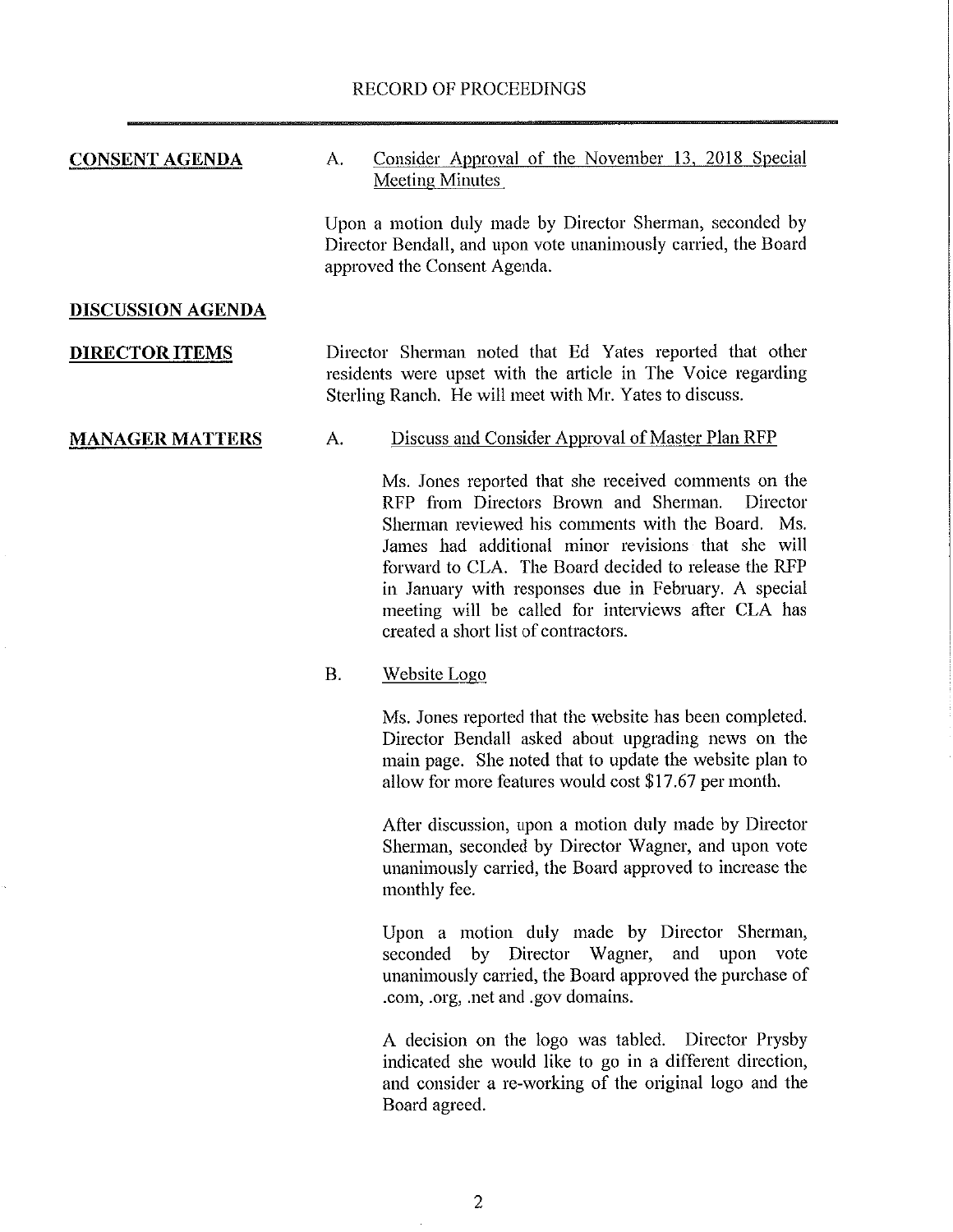RECORD OF PROCEEDINGS

**CONSENT AGENDA**

A. Consider Approval of the November 13, 2018 Special Meeting Minutes

Upon a motion duly made by Director Sherman, seconded by Director Bendall, and upon vote unanimously carried, the Board approved the Consent Agenda.

**DISCUSSION AGENDA**

**DIRECTOR ITEMS**

Director Sherman noted that Ed Yates reported that other residents were upset with the article in The Voice regarding Sterling Ranch. He will meet with Mr. Yates to discuss.

**MANAGER MATTERS**

A. Discuss and Consider Approval of Master Plan RFP

Ms. Jones reported that she received comments on the RFP from Directors Brown and Sherman. Director Sherman reviewed his comments with the Board. Ms. James had additional minor revisions that she will forward to CLA. The Board decided to release the RFP in January with responses due in February. A special meeting will be called for interviews after CLA has created a short list of contractors.

B. Website Logo

Ms. Jones reported that the website has been completed. Director Bendall asked about upgrading news on the main page. She noted that to update the website plan to allow for more features would cost $17.67 per month.

After discussion, upon a motion duly made by Director Sherman, seconded by Director Wagner, and upon vote unanimously carried, the Board approved to increase the monthly fee.

Upon a motion duly made by Director Sherman, seconded by Director Wagner, and upon vote unanimously carried, the Board approved the purchase of .com, .org, .net and .gov domains.

A decision on the logo was tabled. Director Prysby indicated she would like to go in a different direction, and consider a re-working of the original logo and the Board agreed.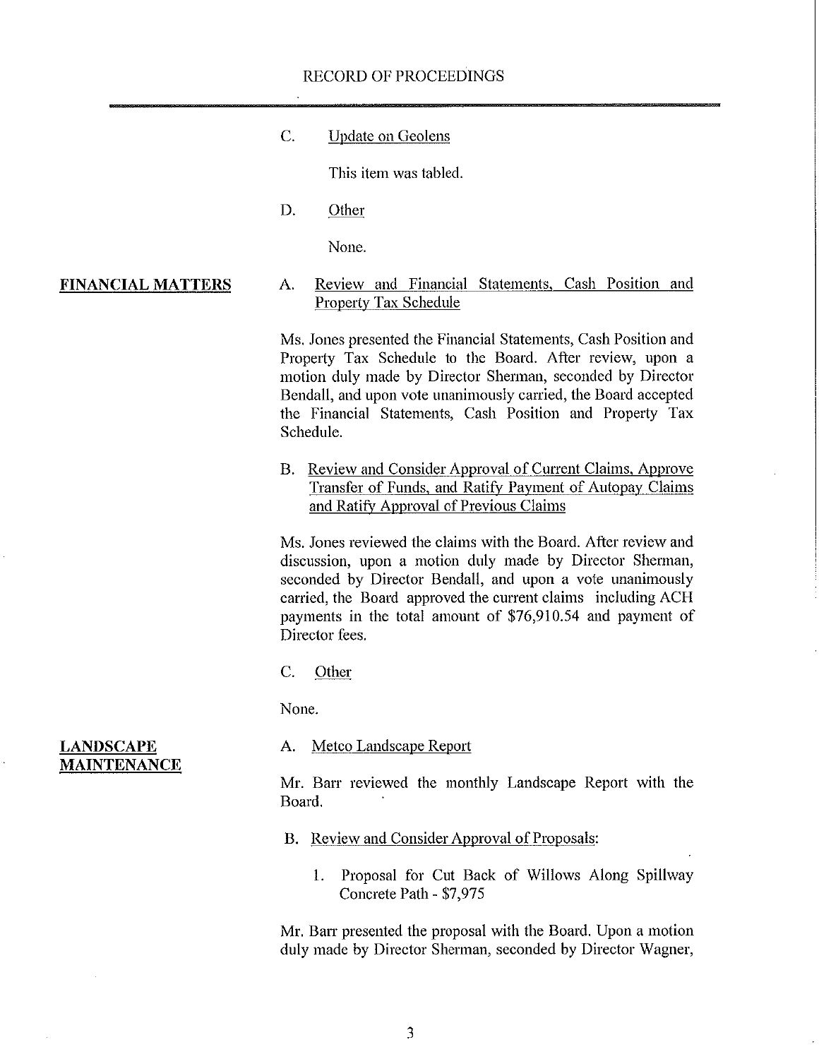C. Update on Geolens

This item was tabled.

D. Other

None.

**FINANCIAL MATTERS**

A. Review and Financial Statements, Cash Position and Property Tax Schedule

Ms. Jones presented the Financial Statements, Cash Position and Property Tax Schedule to the Board. After review, upon a motion duly made by Director Sherman, seconded by Director Bendall, and upon vote unanimously carried, the Board accepted the Financial Statements, Cash Position and Property Tax Schedule.

B. Review and Consider Approval of Current Claims, Approve Transfer of Funds, and Ratify Payment of Autopay Claims and Ratify Approval of Previous Claims

Ms. Jones reviewed the claims with the Board. After review and discussion, upon a motion duly made by Director Sherman, seconded by Director Bendall, and upon a vote unanimously carried, the Board approved the current claims including ACH payments in the total amount of $76,910.54 and payment of Director fees.

C. Other

None.

**LANDSCAPE MAINTENANCE**

A. Metco Landscape Report

Mr. Barr reviewed the monthly Landscape Report with the Board.

B. Review and Consider Approval of Proposals:

1. Proposal for Cut Back of Willows Along Spillway Concrete Path - $7,975

Mr. Barr presented the proposal with the Board. Upon a motion duly made by Director Sherman, seconded by Director Wagner,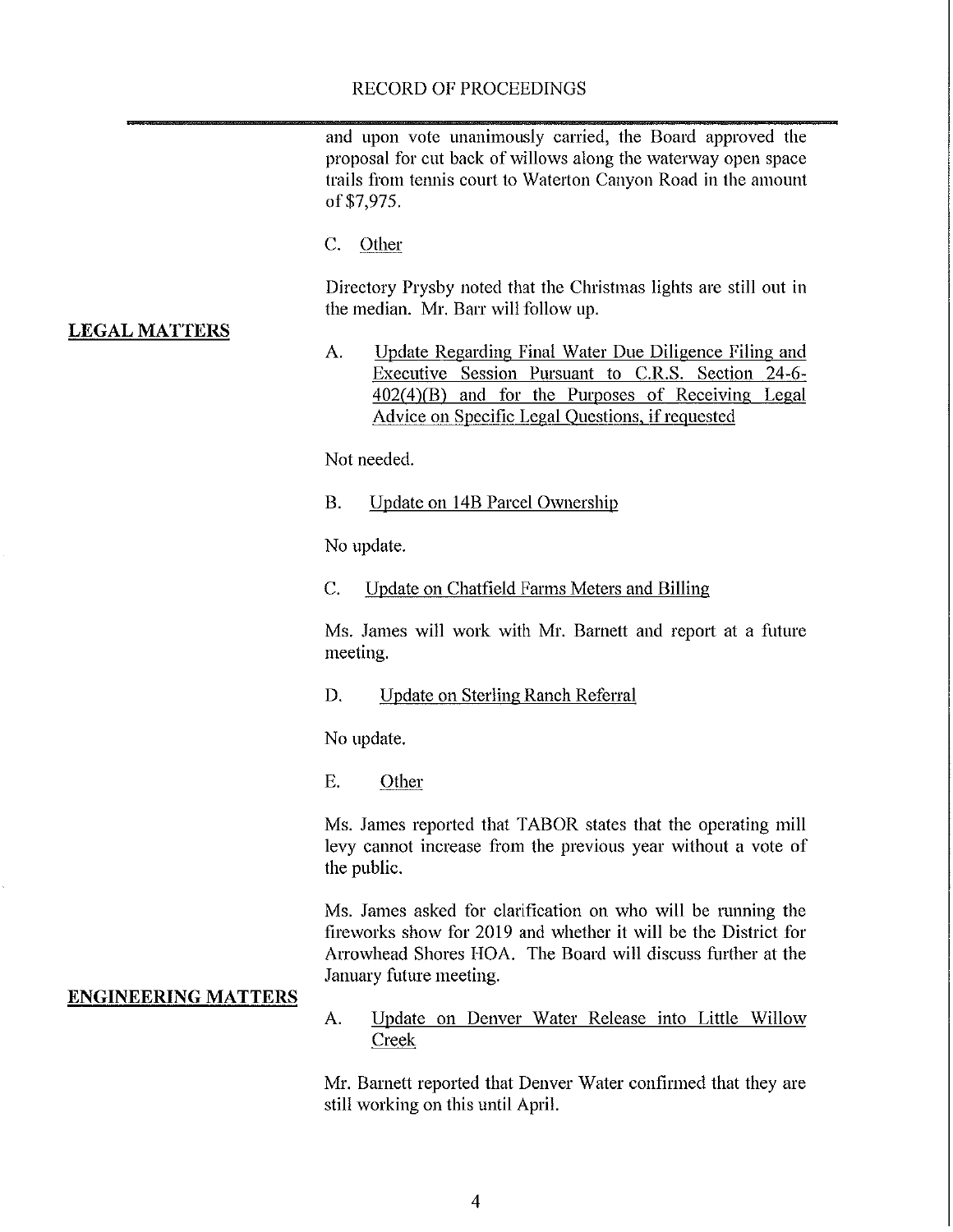and upon vote unanimously carried, the Board approved the proposal for cut back of willows along the waterway open space trails from tennis court to Waterton Canyon Road in the amount of $7,975.

C. Other

Directory Prysby noted that the Christmas lights are still out in the median. Mr. Barr will follow up.

**LEGAL MATTERS**

A. Update Regarding Final Water Due Diligence Filing and Executive Session Pursuant to C.R.S. Section 24-6-402(4)(B) and for the Purposes of Receiving Legal Advice on Specific Legal Questions, if requested

Not needed.

B. Update on 14B Parcel Ownership

No update.

C. Update on Chatfield Farms Meters and Billing

Ms. James will work with Mr. Barnett and report at a future meeting.

D. Update on Sterling Ranch Referral

No update.

E. Other

Ms. James reported that TABOR states that the operating mill levy cannot increase from the previous year without a vote of the public.

Ms. James asked for clarification on who will be running the fireworks show for 2019 and whether it will be the District for Arrowhead Shores HOA. The Board will discuss further at the January future meeting.

**ENGINEERING MATTERS**

A. Update on Denver Water Release into Little Willow Creek

Mr. Barnett reported that Denver Water confirmed that they are still working on this until April.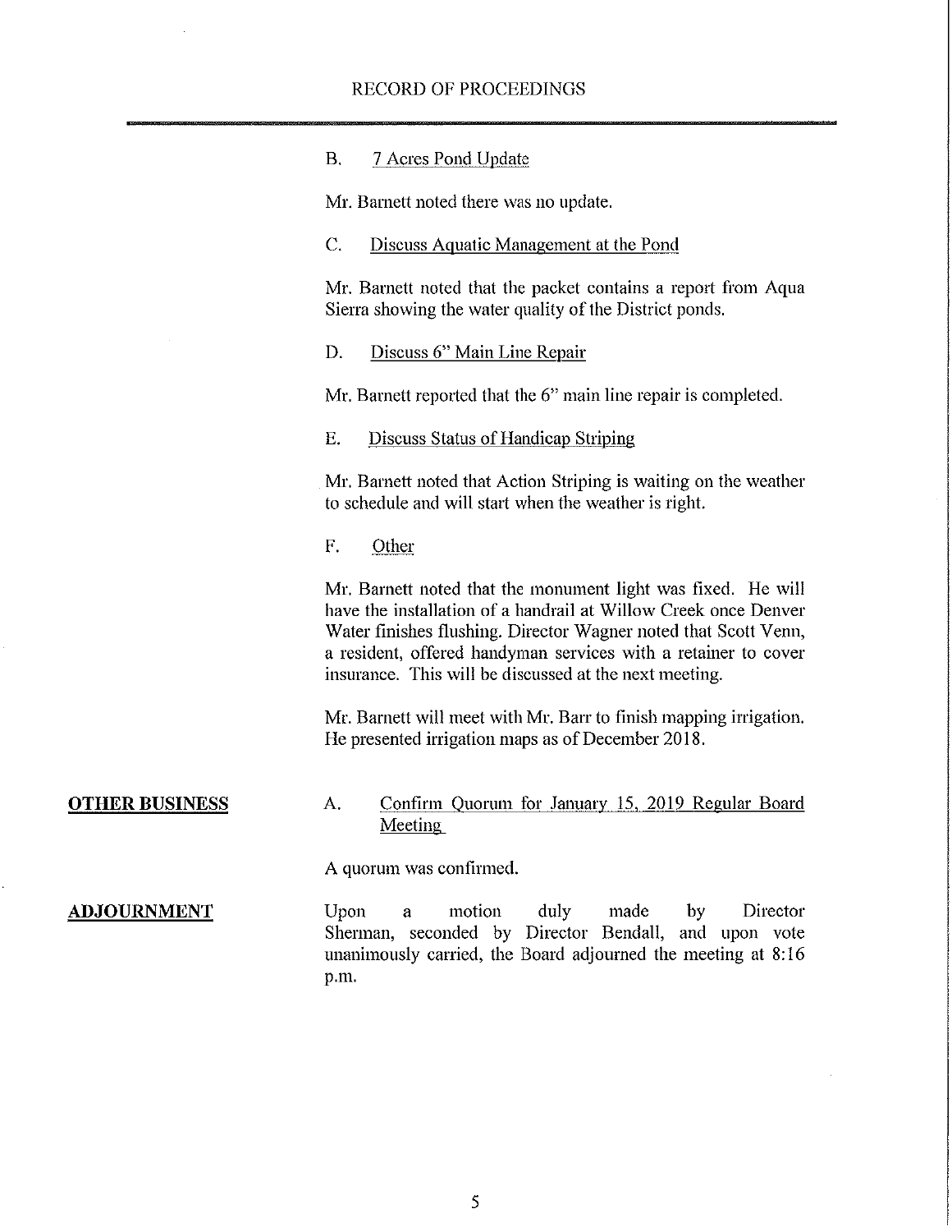B. 7 Acres Pond Update

Mr. Barnett noted there was no update.

C. Discuss Aquatic Management at the Pond

Mr. Barnett noted that the packet contains a report from Aqua Sierra showing the water quality of the District ponds.

D. Discuss 6" Main Line Repair

Mr. Barnett reported that the 6" main line repair is completed.

E. Discuss Status of Handicap Striping

Mr. Barnett noted that Action Striping is waiting on the weather to schedule and will start when the weather is right.

F. Other

Mr. Barnett noted that the monument light was fixed. He will have the installation of a handrail at Willow Creek once Denver Water finishes flushing. Director Wagner noted that Scott Venn, a resident, offered handyman services with a retainer to cover insurance. This will be discussed at the next meeting.

Mr. Barnett will meet with Mr. Barr to finish mapping irrigation. He presented irrigation maps as of December 2018.

**OTHER BUSINESS**

A. Confirm Quorum for January 15, 2019 Regular Board Meeting

A quorum was confirmed.

**ADJOURNMENT**

Upon a motion duly made by Director Sherman, seconded by Director Bendall, and upon vote unanimously carried, the Board adjourned the meeting at 8:16 p.m.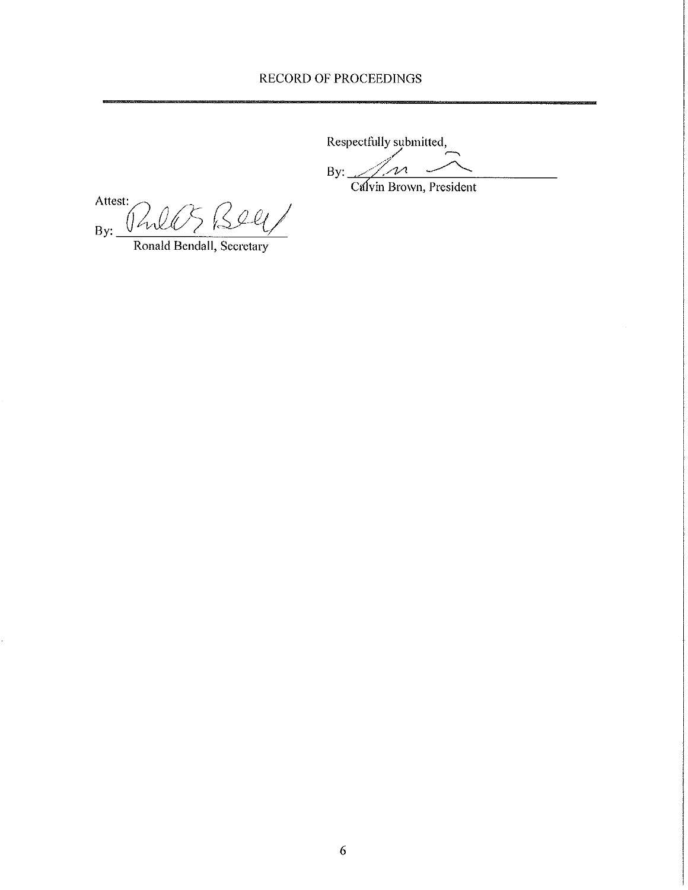Respectfully submitted,

By: ______________________________
Calvin Brown, President

Attest:

By: ______________________________
Ronald Bendall, Secretary